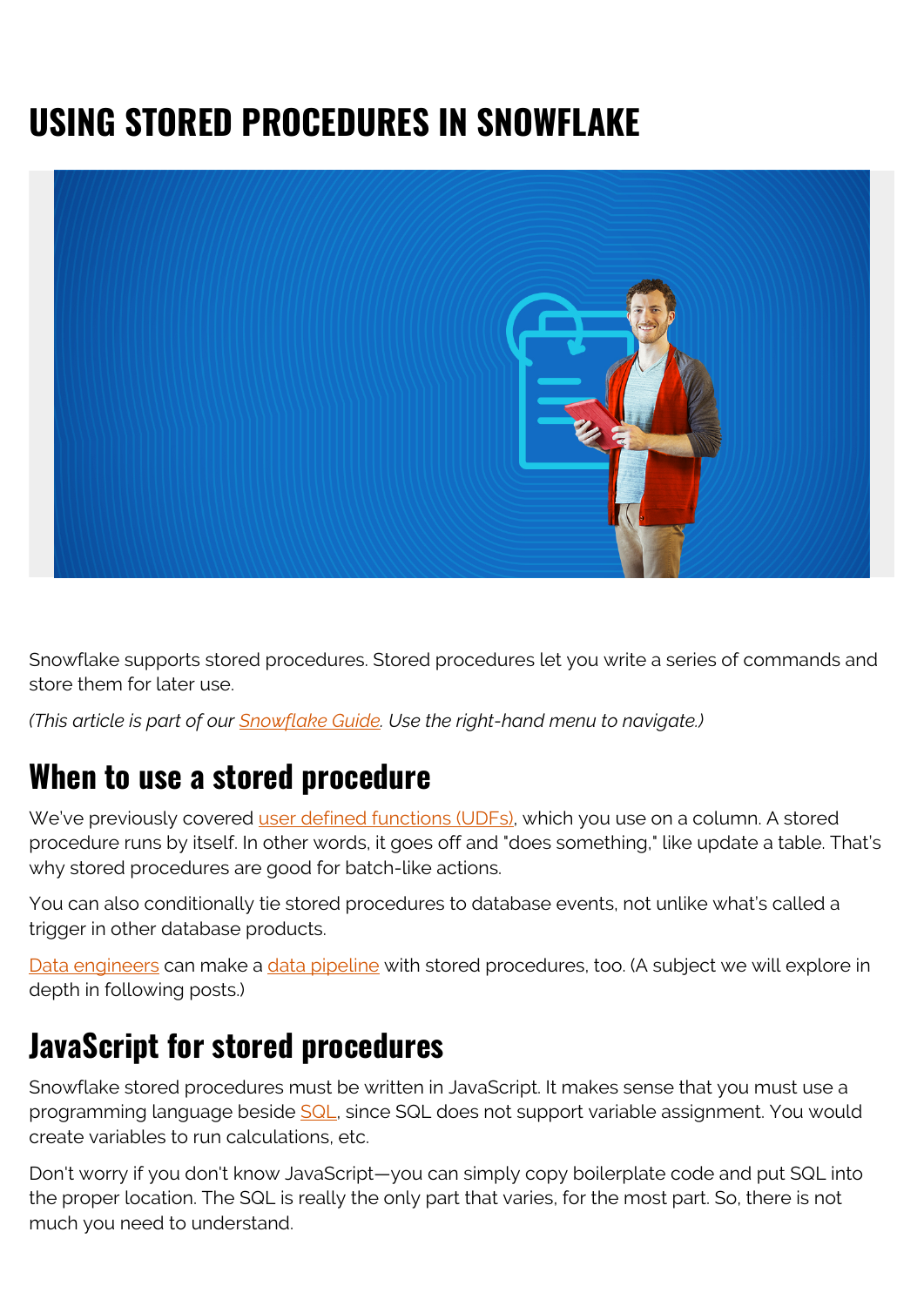# USING STORED PROCEDURES IN SNOWFLAKE

Snowflake supports stored procedures. Stored procedures let you write a series of commands and store them for later use.

*(This article is part of our Snowflake Guide. Use the right-hand menu to navigate.)*

## When to use a stored procedure

We've previously covered user defined functions (UDFs), which you use on a column. A stored procedure runs by itself. In other words, it goes off and "does something," like update a table. That's why stored procedures are good for batch-like actions.

You can also conditionally tie stored procedures to database events, not unlike what's called a trigger in other database products.

Data engineers can make a data pipeline with stored procedures, too. (A subject we will explore in depth in following posts.)

## JavaScript for stored procedures

Snowflake stored procedures must be written in JavaScript. It makes sense that you must use a programming language beside SQL, since SQL does not support variable assignment. You would create variables to run calculations, etc.

Don't worry if you don't know JavaScript—you can simply copy boilerplate code and put SQL into the proper location. The SQL is really the only part that varies, for the most part. So, there is not much you need to understand.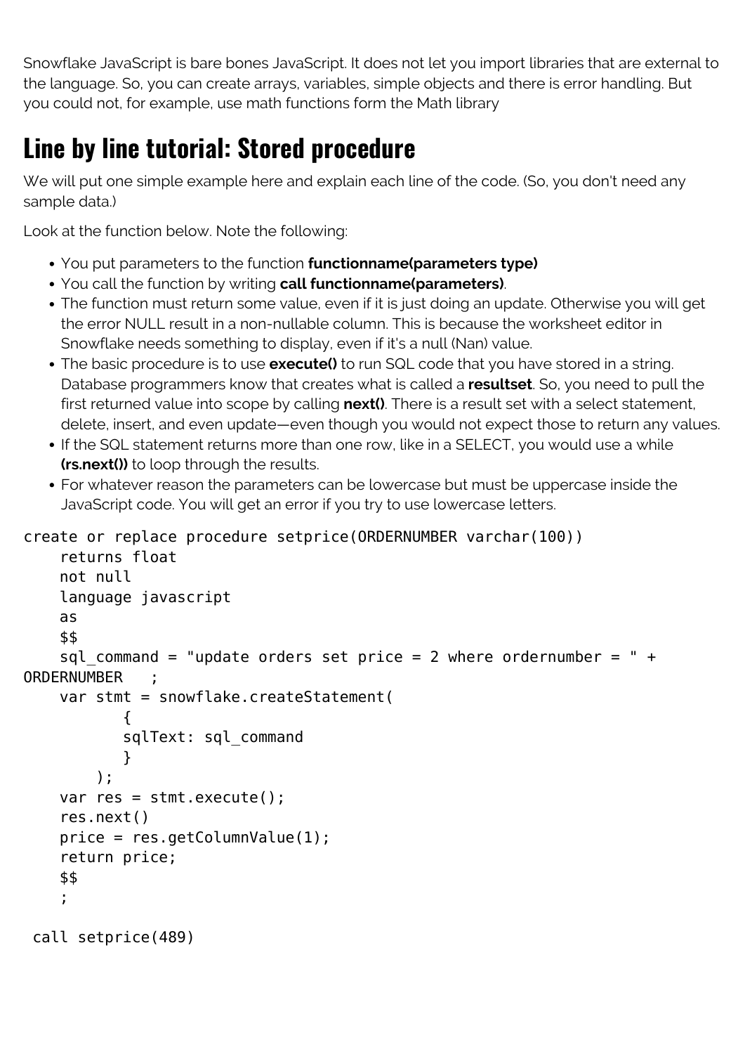Snowflake JavaScript is bare bones JavaScript. It does not let you import libraries that are external to the language. So, you can create arrays, variables, simple objects and there is error handling. But you could not, for example, use math functions form the Math library

## Line by line tutorial: Stored procedure

We will put one simple example here and explain each line of the code. (So, you don't need any sample data.)

Look at the function below. Note the following:

- You put parameters to the function **functionname(parameters type)**
- You call the function by writing **call functionname(parameters)**.
- The function must return some value, even if it is just doing an update. Otherwise you will get the error NULL result in a non-nullable column. This is because the worksheet editor in Snowflake needs something to display, even if it's a null (Nan) value.
- The basic procedure is to use **execute()** to run SQL code that you have stored in a string. Database programmers know that creates what is called a **resultset**. So, you need to pull the first returned value into scope by calling **next()**. There is a result set with a select statement, delete, insert, and even update—even though you would not expect those to return any values.
- If the SQL statement returns more than one row, like in a SELECT, you would use a while **(rs.next())** to loop through the results.
- For whatever reason the parameters can be lowercase but must be uppercase inside the JavaScript code. You will get an error if you try to use lowercase letters.

```
create or replace procedure setprice(ORDERNUMBER varchar(100))
    returns float
    not null
    language javascript
    as
    $$
    sql_command = "update orders set price = 2 where ordernumber = " +
ORDERNUMBER   ;
    var stmt = snowflake.createStatement(
           {
           sqlText: sql_command
           }
        );
    var res = stmt.execute();
    res.next()
    price = res.getColumnValue(1);
    return price;
    $$
    ;

 call setprice(489)
```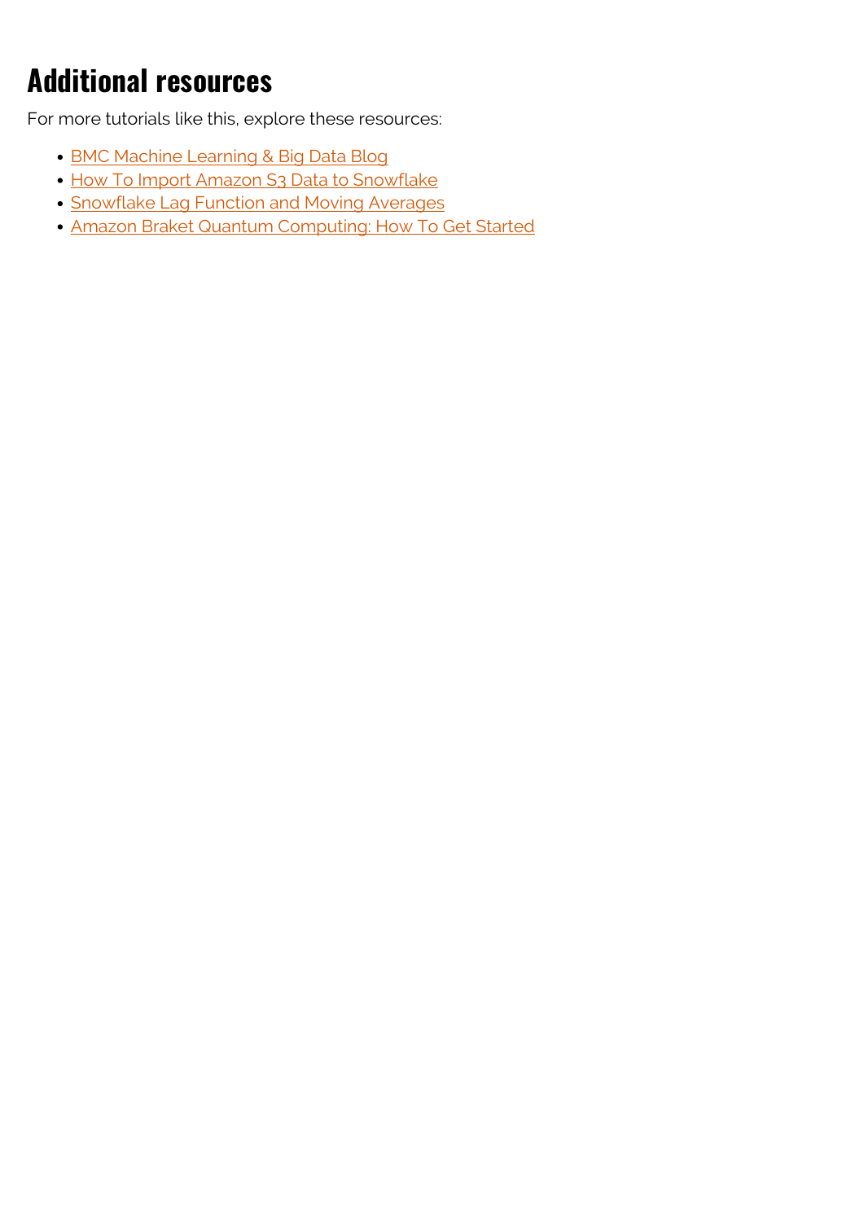## Additional resources

For more tutorials like this, explore these resources:

- BMC Machine Learning & Big Data Blog
- How To Import Amazon S3 Data to Snowflake
- Snowflake Lag Function and Moving Averages
- Amazon Braket Quantum Computing: How To Get Started